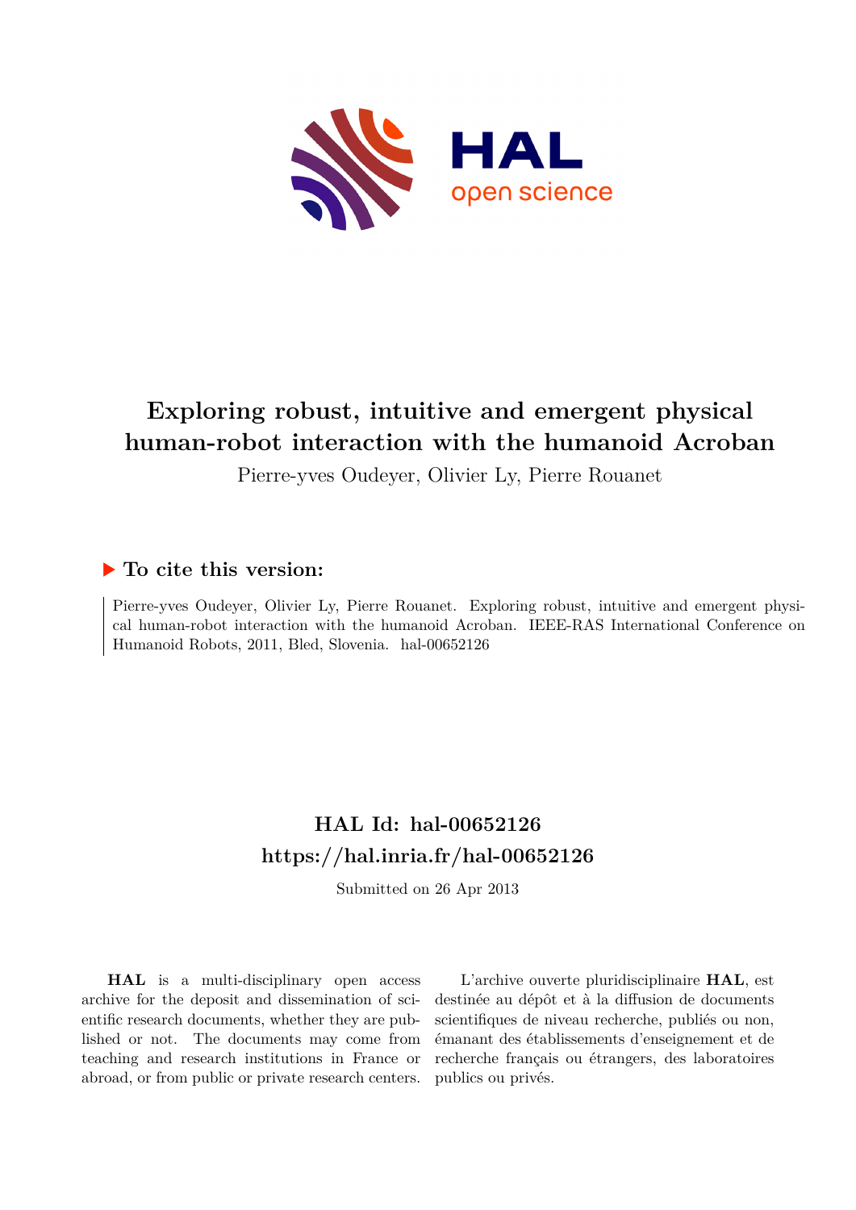# Exploring robust, intuitive and emergent physical human-robot interaction with the humanoid Acroban

Pierre-yves Oudeyer, Olivier Ly, Pierre Rouanet

## ▶ To cite this version:

Pierre-yves Oudeyer, Olivier Ly, Pierre Rouanet. Exploring robust, intuitive and emergent physical human-robot interaction with the humanoid Acroban. IEEE-RAS International Conference on Humanoid Robots, 2011, Bled, Slovenia. hal-00652126

## HAL Id: hal-00652126

## https://hal.inria.fr/hal-00652126

Submitted on 26 Apr 2013

**HAL** is a multi-disciplinary open access archive for the deposit and dissemination of scientific research documents, whether they are published or not. The documents may come from teaching and research institutions in France or abroad, or from public or private research centers.

L'archive ouverte pluridisciplinaire **HAL**, est destinée au dépôt et à la diffusion de documents scientifiques de niveau recherche, publiés ou non, émanant des établissements d'enseignement et de recherche français ou étrangers, des laboratoires publics ou privés.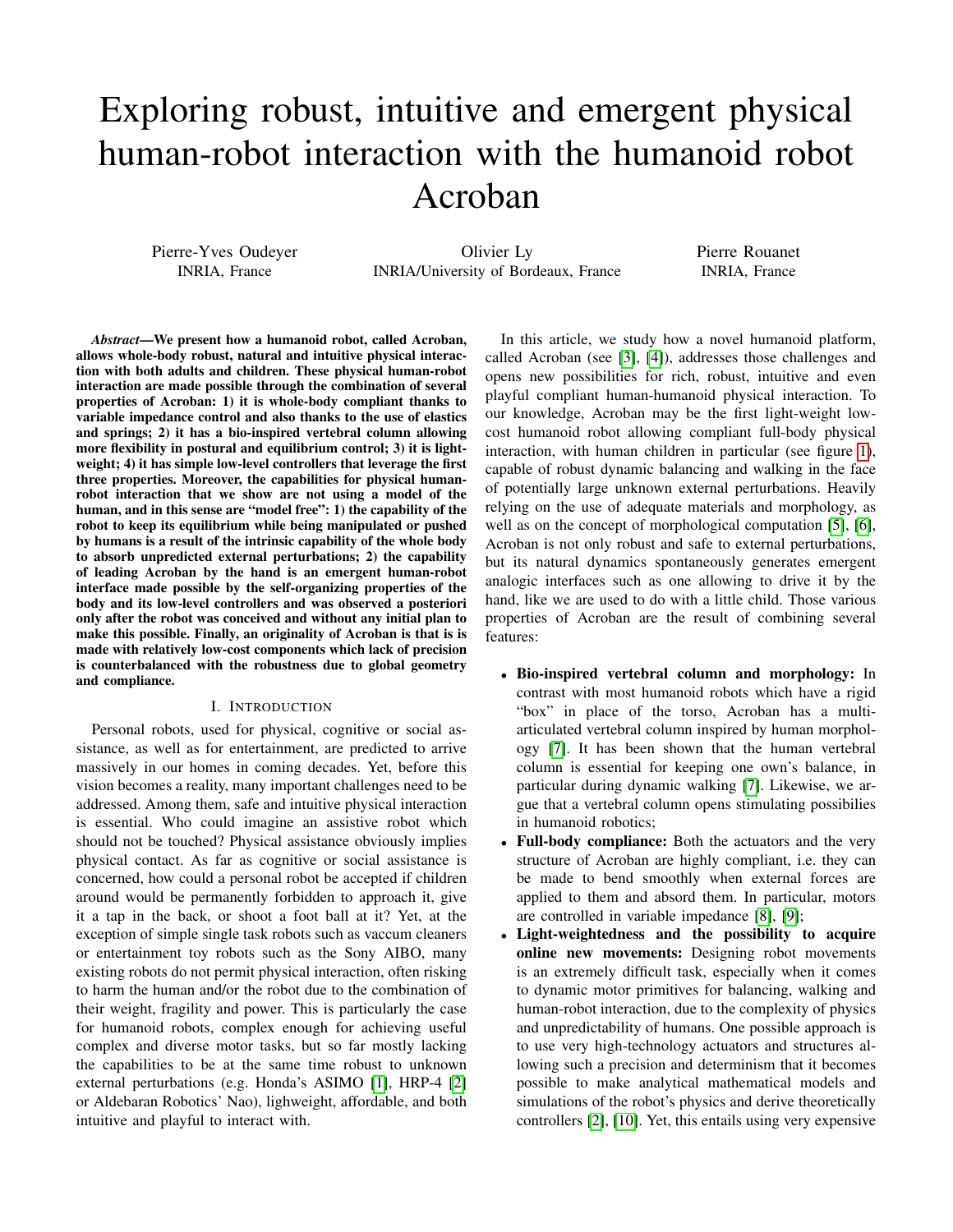# Exploring robust, intuitive and emergent physical human-robot interaction with the humanoid robot Acroban

Pierre-Yves Oudeyer
INRIA, France

Olivier Ly
INRIA/University of Bordeaux, France

Pierre Rouanet
INRIA, France

***Abstract*—We present how a humanoid robot, called Acroban, allows whole-body robust, natural and intuitive physical interaction with both adults and children. These physical human-robot interaction are made possible through the combination of several properties of Acroban: 1) it is whole-body compliant thanks to variable impedance control and also thanks to the use of elastics and springs; 2) it has a bio-inspired vertebral column allowing more flexibility in postural and equilibrium control; 3) it is light-weight; 4) it has simple low-level controllers that leverage the first three properties. Moreover, the capabilities for physical human-robot interaction that we show are not using a model of the human, and in this sense are "model free": 1) the capability of the robot to keep its equilibrium while being manipulated or pushed by humans is a result of the intrinsic capability of the whole body to absorb unpredicted external perturbations; 2) the capability of leading Acroban by the hand is an emergent human-robot interface made possible by the self-organizing properties of the body and its low-level controllers and was observed a posteriori only after the robot was conceived and without any initial plan to make this possible. Finally, an originality of Acroban is that is is made with relatively low-cost components which lack of precision is counterbalanced with the robustness due to global geometry and compliance.**

## I. Introduction

Personal robots, used for physical, cognitive or social assistance, as well as for entertainment, are predicted to arrive massively in our homes in coming decades. Yet, before this vision becomes a reality, many important challenges need to be addressed. Among them, safe and intuitive physical interaction is essential. Who could imagine an assistive robot which should not be touched? Physical assistance obviously implies physical contact. As far as cognitive or social assistance is concerned, how could a personal robot be accepted if children around would be permanently forbidden to approach it, give it a tap in the back, or shoot a foot ball at it? Yet, at the exception of simple single task robots such as vaccum cleaners or entertainment toy robots such as the Sony AIBO, many existing robots do not permit physical interaction, often risking to harm the human and/or the robot due to the combination of their weight, fragility and power. This is particularly the case for humanoid robots, complex enough for achieving useful complex and diverse motor tasks, but so far mostly lacking the capabilities to be at the same time robust to unknown external perturbations (e.g. Honda's ASIMO [1], HRP-4 [2] or Aldebaran Robotics' Nao), lighweight, affordable, and both intuitive and playful to interact with.

In this article, we study how a novel humanoid platform, called Acroban (see [3], [4]), addresses those challenges and opens new possibilities for rich, robust, intuitive and even playful compliant human-humanoid physical interaction. To our knowledge, Acroban may be the first light-weight low-cost humanoid robot allowing compliant full-body physical interaction, with human children in particular (see figure 1), capable of robust dynamic balancing and walking in the face of potentially large unknown external perturbations. Heavily relying on the use of adequate materials and morphology, as well as on the concept of morphological computation [5], [6], Acroban is not only robust and safe to external perturbations, but its natural dynamics spontaneously generates emergent analogic interfaces such as one allowing to drive it by the hand, like we are used to do with a little child. Those various properties of Acroban are the result of combining several features:

- **Bio-inspired vertebral column and morphology:** In contrast with most humanoid robots which have a rigid "box" in place of the torso, Acroban has a multi-articulated vertebral column inspired by human morphology [7]. It has been shown that the human vertebral column is essential for keeping one own's balance, in particular during dynamic walking [7]. Likewise, we argue that a vertebral column opens stimulating possibilities in humanoid robotics;
- **Full-body compliance:** Both the actuators and the very structure of Acroban are highly compliant, i.e. they can be made to bend smoothly when external forces are applied to them and absorb them. In particular, motors are controlled in variable impedance [8], [9];
- **Light-weightedness and the possibility to acquire online new movements:** Designing robot movements is an extremely difficult task, especially when it comes to dynamic motor primitives for balancing, walking and human-robot interaction, due to the complexity of physics and unpredictability of humans. One possible approach is to use very high-technology actuators and structures allowing such a precision and determinism that it becomes possible to make analytical mathematical models and simulations of the robot's physics and derive theoretically controllers [2], [10]. Yet, this entails using very expensive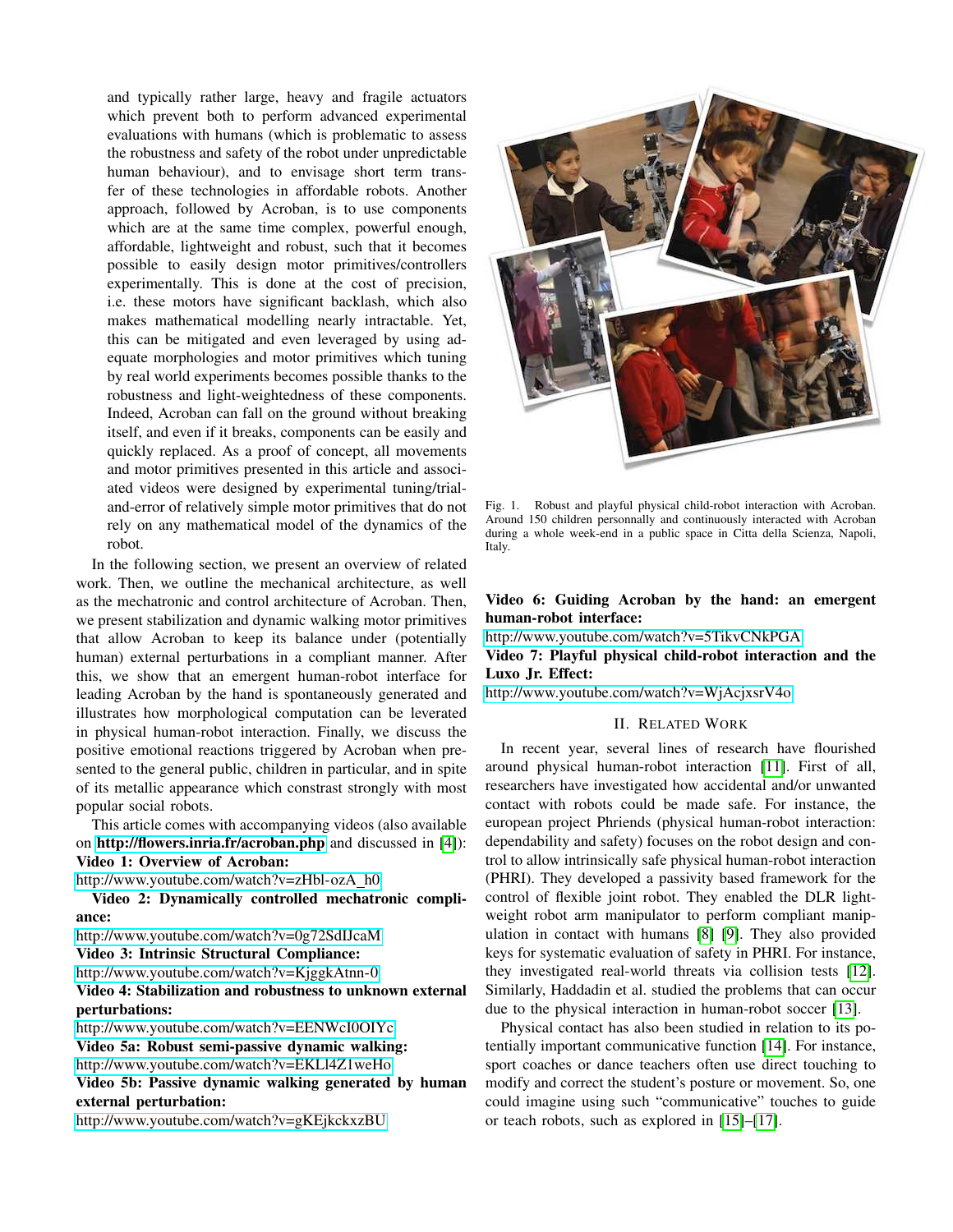and typically rather large, heavy and fragile actuators which prevent both to perform advanced experimental evaluations with humans (which is problematic to assess the robustness and safety of the robot under unpredictable human behaviour), and to envisage short term transfer of these technologies in affordable robots. Another approach, followed by Acroban, is to use components which are at the same time complex, powerful enough, affordable, lightweight and robust, such that it becomes possible to easily design motor primitives/controllers experimentally. This is done at the cost of precision, i.e. these motors have significant backlash, which also makes mathematical modelling nearly intractable. Yet, this can be mitigated and even leveraged by using adequate morphologies and motor primitives which tuning by real world experiments becomes possible thanks to the robustness and light-weightedness of these components. Indeed, Acroban can fall on the ground without breaking itself, and even if it breaks, components can be easily and quickly replaced. As a proof of concept, all movements and motor primitives presented in this article and associated videos were designed by experimental tuning/trial-and-error of relatively simple motor primitives that do not rely on any mathematical model of the dynamics of the robot.

In the following section, we present an overview of related work. Then, we outline the mechanical architecture, as well as the mechatronic and control architecture of Acroban. Then, we present stabilization and dynamic walking motor primitives that allow Acroban to keep its balance under (potentially human) external perturbations in a compliant manner. After this, we show that an emergent human-robot interface for leading Acroban by the hand is spontaneously generated and illustrates how morphological computation can be leverated in physical human-robot interaction. Finally, we discuss the positive emotional reactions triggered by Acroban when presented to the general public, children in particular, and in spite of its metallic appearance which constrast strongly with most popular social robots.

This article comes with accompanying videos (also available on **http://flowers.inria.fr/acroban.php** and discussed in [4]):

**Video 1: Overview of Acroban:**
http://www.youtube.com/watch?v=zHbl-ozA_h0

**Video 2: Dynamically controlled mechatronic compliance:**
http://www.youtube.com/watch?v=0g72SdIJcaM

**Video 3: Intrinsic Structural Compliance:**
http://www.youtube.com/watch?v=KjggkAtnn-0

**Video 4: Stabilization and robustness to unknown external perturbations:**
http://www.youtube.com/watch?v=EENWcI0OIYc

**Video 5a: Robust semi-passive dynamic walking:**
http://www.youtube.com/watch?v=EKLl4Z1weHo

**Video 5b: Passive dynamic walking generated by human external perturbation:**
http://www.youtube.com/watch?v=gKEjkckxzBU

Fig. 1. Robust and playful physical child-robot interaction with Acroban. Around 150 children personnally and continuously interacted with Acroban during a whole week-end in a public space in Citta della Scienza, Napoli, Italy.

**Video 6: Guiding Acroban by the hand: an emergent human-robot interface:**
http://www.youtube.com/watch?v=5TikvCNkPGA

**Video 7: Playful physical child-robot interaction and the Luxo Jr. Effect:**
http://www.youtube.com/watch?v=WjAcjxsrV4o

## II. Related Work

In recent year, several lines of research have flourished around physical human-robot interaction [11]. First of all, researchers have investigated how accidental and/or unwanted contact with robots could be made safe. For instance, the european project Phriends (physical human-robot interaction: dependability and safety) focuses on the robot design and control to allow intrinsically safe physical human-robot interaction (PHRI). They developed a passivity based framework for the control of flexible joint robot. They enabled the DLR lightweight robot arm manipulator to perform compliant manipulation in contact with humans [8] [9]. They also provided keys for systematic evaluation of safety in PHRI. For instance, they investigated real-world threats via collision tests [12]. Similarly, Haddadin et al. studied the problems that can occur due to the physical interaction in human-robot soccer [13].

Physical contact has also been studied in relation to its potentially important communicative function [14]. For instance, sport coaches or dance teachers often use direct touching to modify and correct the student's posture or movement. So, one could imagine using such "communicative" touches to guide or teach robots, such as explored in [15]–[17].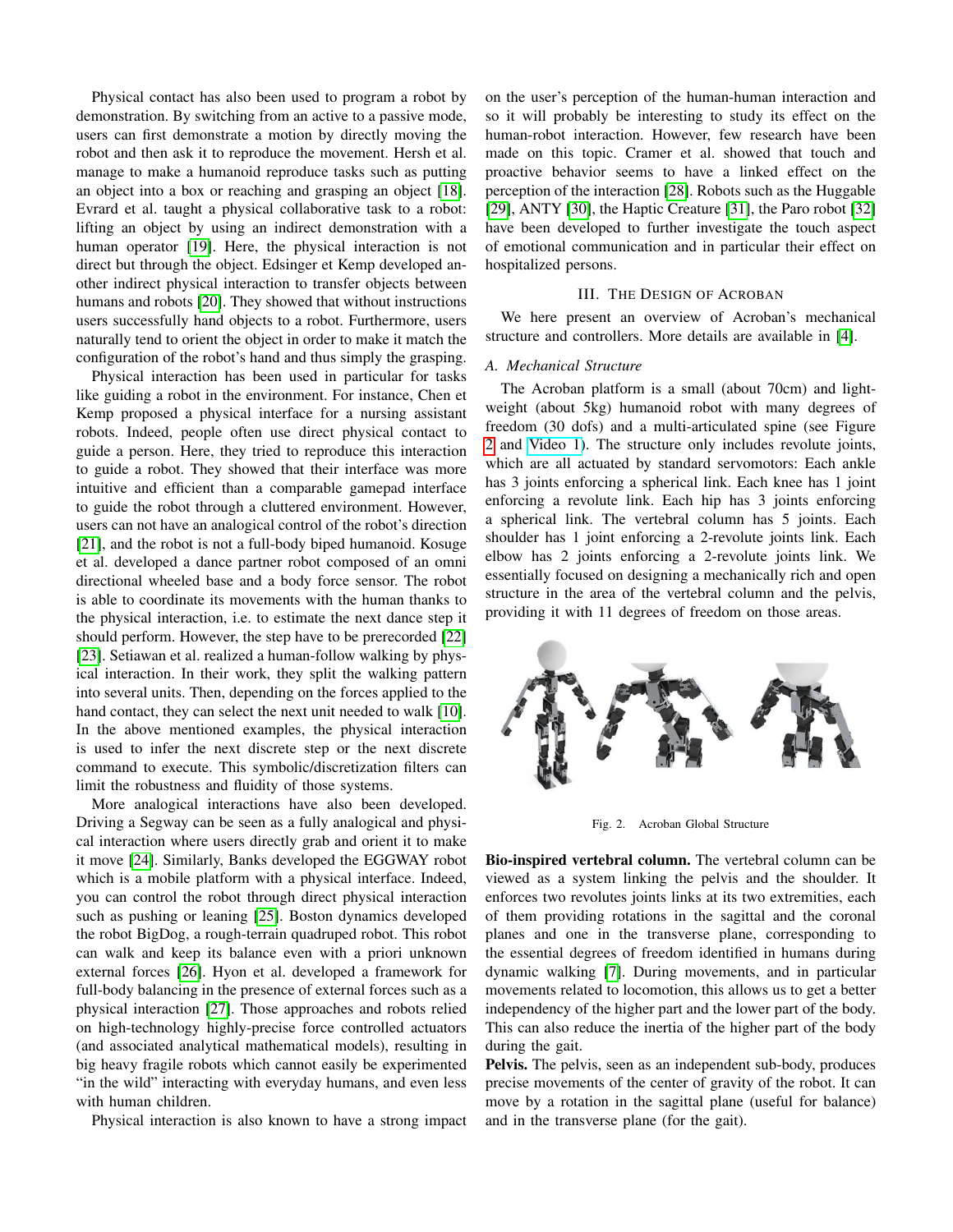Physical contact has also been used to program a robot by demonstration. By switching from an active to a passive mode, users can first demonstrate a motion by directly moving the robot and then ask it to reproduce the movement. Hersh et al. manage to make a humanoid reproduce tasks such as putting an object into a box or reaching and grasping an object [18]. Evrard et al. taught a physical collaborative task to a robot: lifting an object by using an indirect demonstration with a human operator [19]. Here, the physical interaction is not direct but through the object. Edsinger et Kemp developed another indirect physical interaction to transfer objects between humans and robots [20]. They showed that without instructions users successfully hand objects to a robot. Furthermore, users naturally tend to orient the object in order to make it match the configuration of the robot's hand and thus simply the grasping.

Physical interaction has been used in particular for tasks like guiding a robot in the environment. For instance, Chen et Kemp proposed a physical interface for a nursing assistant robots. Indeed, people often use direct physical contact to guide a person. Here, they tried to reproduce this interaction to guide a robot. They showed that their interface was more intuitive and efficient than a comparable gamepad interface to guide the robot through a cluttered environment. However, users can not have an analogical control of the robot's direction [21], and the robot is not a full-body biped humanoid. Kosuge et al. developed a dance partner robot composed of an omni directional wheeled base and a body force sensor. The robot is able to coordinate its movements with the human thanks to the physical interaction, i.e. to estimate the next dance step it should perform. However, the step have to be prerecorded [22] [23]. Setiawan et al. realized a human-follow walking by physical interaction. In their work, they split the walking pattern into several units. Then, depending on the forces applied to the hand contact, they can select the next unit needed to walk [10]. In the above mentioned examples, the physical interaction is used to infer the next discrete step or the next discrete command to execute. This symbolic/discretization filters can limit the robustness and fluidity of those systems.

More analogical interactions have also been developed. Driving a Segway can be seen as a fully analogical and physical interaction where users directly grab and orient it to make it move [24]. Similarly, Banks developed the EGGWAY robot which is a mobile platform with a physical interface. Indeed, you can control the robot through direct physical interaction such as pushing or leaning [25]. Boston dynamics developed the robot BigDog, a rough-terrain quadruped robot. This robot can walk and keep its balance even with a priori unknown external forces [26]. Hyon et al. developed a framework for full-body balancing in the presence of external forces such as a physical interaction [27]. Those approaches and robots relied on high-technology highly-precise force controlled actuators (and associated analytical mathematical models), resulting in big heavy fragile robots which cannot easily be experimented "in the wild" interacting with everyday humans, and even less with human children.

Physical interaction is also known to have a strong impact on the user's perception of the human-human interaction and so it will probably be interesting to study its effect on the human-robot interaction. However, few research have been made on this topic. Cramer et al. showed that touch and proactive behavior seems to have a linked effect on the perception of the interaction [28]. Robots such as the Huggable [29], ANTY [30], the Haptic Creature [31], the Paro robot [32] have been developed to further investigate the touch aspect of emotional communication and in particular their effect on hospitalized persons.

## III. The Design of Acroban

We here present an overview of Acroban's mechanical structure and controllers. More details are available in [4].

### A. Mechanical Structure

The Acroban platform is a small (about 70cm) and lightweight (about 5kg) humanoid robot with many degrees of freedom (30 dofs) and a multi-articulated spine (see Figure 2 and Video 1). The structure only includes revolute joints, which are all actuated by standard servomotors: Each ankle has 3 joints enforcing a spherical link. Each knee has 1 joint enforcing a revolute link. Each hip has 3 joints enforcing a spherical link. The vertebral column has 5 joints. Each shoulder has 1 joint enforcing a 2-revolute joints link. Each elbow has 2 joints enforcing a 2-revolute joints link. We essentially focused on designing a mechanically rich and open structure in the area of the vertebral column and the pelvis, providing it with 11 degrees of freedom on those areas.

Fig. 2. Acroban Global Structure

**Bio-inspired vertebral column.** The vertebral column can be viewed as a system linking the pelvis and the shoulder. It enforces two revolutes joints links at its two extremities, each of them providing rotations in the sagittal and the coronal planes and one in the transverse plane, corresponding to the essential degrees of freedom identified in humans during dynamic walking [7]. During movements, and in particular movements related to locomotion, this allows us to get a better independency of the higher part and the lower part of the body. This can also reduce the inertia of the higher part of the body during the gait.

**Pelvis.** The pelvis, seen as an independent sub-body, produces precise movements of the center of gravity of the robot. It can move by a rotation in the sagittal plane (useful for balance) and in the transverse plane (for the gait).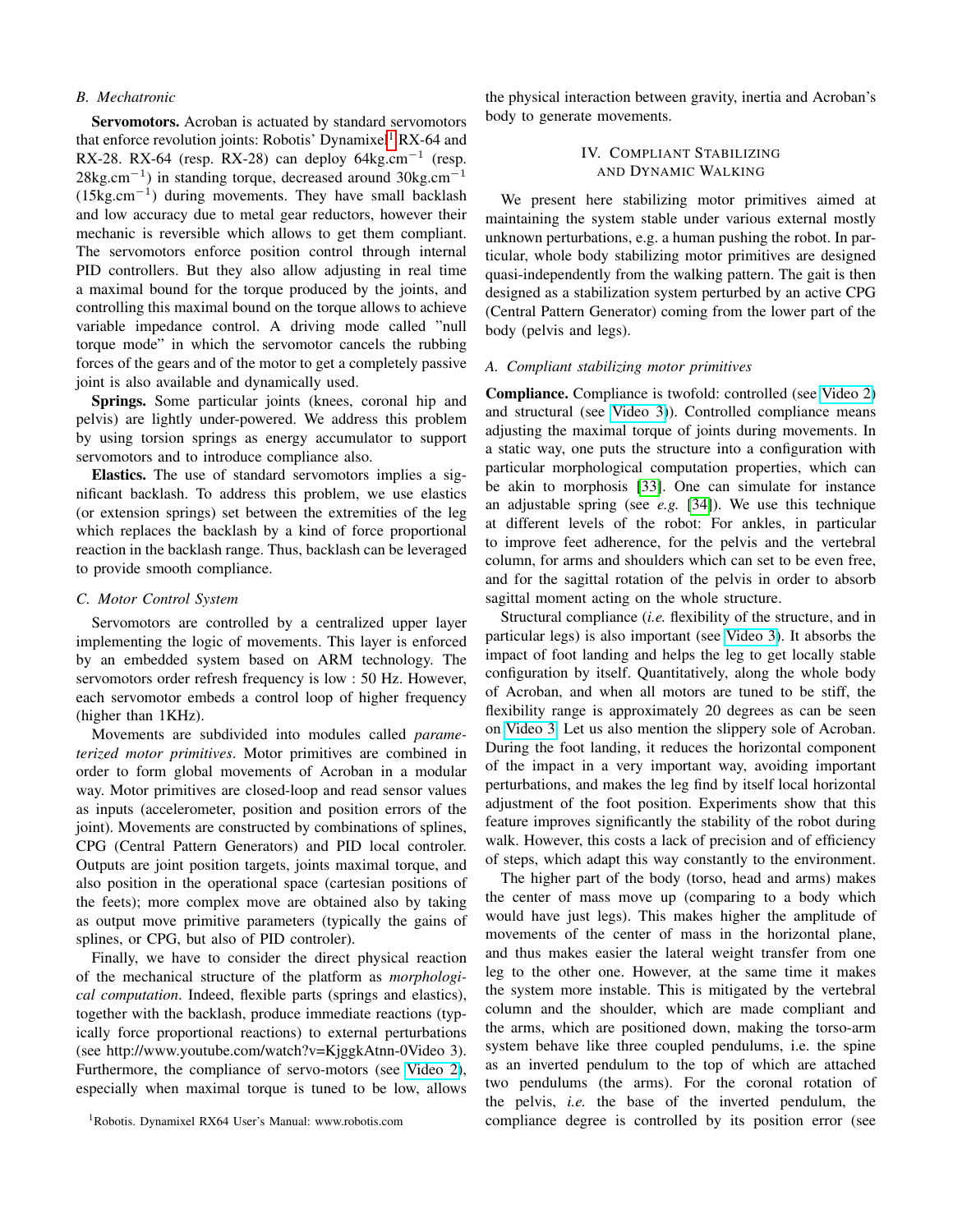### B. Mechatronic

**Servomotors.** Acroban is actuated by standard servomotors that enforce revolution joints: Robotis' Dynamixel[1] RX-64 and RX-28. RX-64 (resp. RX-28) can deploy 64kg.cm$^{-1}$ (resp. 28kg.cm$^{-1}$) in standing torque, decreased around 30kg.cm$^{-1}$ (15kg.cm$^{-1}$) during movements. They have small backlash and low accuracy due to metal gear reductors, however their mechanic is reversible which allows to get them compliant. The servomotors enforce position control through internal PID controllers. But they also allow adjusting in real time a maximal bound for the torque produced by the joints, and controlling this maximal bound on the torque allows to achieve variable impedance control. A driving mode called "null torque mode" in which the servomotor cancels the rubbing forces of the gears and of the motor to get a completely passive joint is also available and dynamically used.

**Springs.** Some particular joints (knees, coronal hip and pelvis) are lightly under-powered. We address this problem by using torsion springs as energy accumulator to support servomotors and to introduce compliance also.

**Elastics.** The use of standard servomotors implies a significant backlash. To address this problem, we use elastics (or extension springs) set between the extremities of the leg which replaces the backlash by a kind of force proportional reaction in the backlash range. Thus, backlash can be leveraged to provide smooth compliance.

### C. Motor Control System

Servomotors are controlled by a centralized upper layer implementing the logic of movements. This layer is enforced by an embedded system based on ARM technology. The servomotors order refresh frequency is low : 50 Hz. However, each servomotor embeds a control loop of higher frequency (higher than 1KHz).

Movements are subdivided into modules called *parameterized motor primitives*. Motor primitives are combined in order to form global movements of Acroban in a modular way. Motor primitives are closed-loop and read sensor values as inputs (accelerometer, position and position errors of the joint). Movements are constructed by combinations of splines, CPG (Central Pattern Generators) and PID local controler. Outputs are joint position targets, joints maximal torque, and also position in the operational space (cartesian positions of the feets); more complex move are obtained also by taking as output move primitive parameters (typically the gains of splines, or CPG, but also of PID controler).

Finally, we have to consider the direct physical reaction of the mechanical structure of the platform as *morphological computation*. Indeed, flexible parts (springs and elastics), together with the backlash, produce immediate reactions (typically force proportional reactions) to external perturbations (see http://www.youtube.com/watch?v=KjggkAtnn-0Video 3). Furthermore, the compliance of servo-motors (see Video 2), especially when maximal torque is tuned to be low, allows the physical interaction between gravity, inertia and Acroban's body to generate movements.

[1]Robotis. Dynamixel RX64 User's Manual: www.robotis.com

## IV. Compliant Stabilizing and Dynamic Walking

We present here stabilizing motor primitives aimed at maintaining the system stable under various external mostly unknown perturbations, e.g. a human pushing the robot. In particular, whole body stabilizing motor primitives are designed quasi-independently from the walking pattern. The gait is then designed as a stabilization system perturbed by an active CPG (Central Pattern Generator) coming from the lower part of the body (pelvis and legs).

### A. Compliant stabilizing motor primitives

**Compliance.** Compliance is twofold: controlled (see Video 2) and structural (see Video 3)). Controlled compliance means adjusting the maximal torque of joints during movements. In a static way, one puts the structure into a configuration with particular morphological computation properties, which can be akin to morphosis [33]. One can simulate for instance an adjustable spring (see *e.g.* [34]). We use this technique at different levels of the robot: For ankles, in particular to improve feet adherence, for the pelvis and the vertebral column, for arms and shoulders which can set to be even free, and for the sagittal rotation of the pelvis in order to absorb sagittal moment acting on the whole structure.

Structural compliance (*i.e.* flexibility of the structure, and in particular legs) is also important (see Video 3). It absorbs the impact of foot landing and helps the leg to get locally stable configuration by itself. Quantitatively, along the whole body of Acroban, and when all motors are tuned to be stiff, the flexibility range is approximately 20 degrees as can be seen on Video 3. Let us also mention the slippery sole of Acroban. During the foot landing, it reduces the horizontal component of the impact in a very important way, avoiding important perturbations, and makes the leg find by itself local horizontal adjustment of the foot position. Experiments show that this feature improves significantly the stability of the robot during walk. However, this costs a lack of precision and of efficiency of steps, which adapt this way constantly to the environment.

The higher part of the body (torso, head and arms) makes the center of mass move up (comparing to a body which would have just legs). This makes higher the amplitude of movements of the center of mass in the horizontal plane, and thus makes easier the lateral weight transfer from one leg to the other one. However, at the same time it makes the system more instable. This is mitigated by the vertebral column and the shoulder, which are made compliant and the arms, which are positioned down, making the torso-arm system behave like three coupled pendulums, i.e. the spine as an inverted pendulum to the top of which are attached two pendulums (the arms). For the coronal rotation of the pelvis, *i.e.* the base of the inverted pendulum, the compliance degree is controlled by its position error (see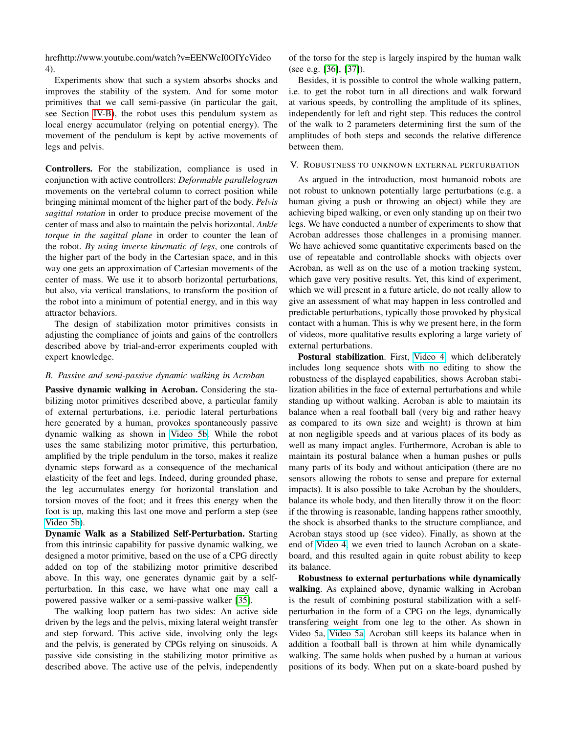hrefhttp://www.youtube.com/watch?v=EENWcI0OIYcVideo 4).

Experiments show that such a system absorbs shocks and improves the stability of the system. And for some motor primitives that we call semi-passive (in particular the gait, see Section IV-B), the robot uses this pendulum system as local energy accumulator (relying on potential energy). The movement of the pendulum is kept by active movements of legs and pelvis.

**Controllers.** For the stabilization, compliance is used in conjunction with active controllers: *Deformable parallelogram* movements on the vertebral column to correct position while bringing minimal moment of the higher part of the body. *Pelvis sagittal rotation* in order to produce precise movement of the center of mass and also to maintain the pelvis horizontal. *Ankle torque in the sagittal plane* in order to counter the lean of the robot. *By using inverse kinematic of legs*, one controls of the higher part of the body in the Cartesian space, and in this way one gets an approximation of Cartesian movements of the center of mass. We use it to absorb horizontal perturbations, but also, via vertical translations, to transform the position of the robot into a minimum of potential energy, and in this way attractor behaviors.

The design of stabilization motor primitives consists in adjusting the compliance of joints and gains of the controllers described above by trial-and-error experiments coupled with expert knowledge.

### *B. Passive and semi-passive dynamic walking in Acroban*

**Passive dynamic walking in Acroban.** Considering the stabilizing motor primitives described above, a particular family of external perturbations, i.e. periodic lateral perturbations here generated by a human, provokes spontaneously passive dynamic walking as shown in Video 5b. While the robot uses the same stabilizing motor primitive, this perturbation, amplified by the triple pendulum in the torso, makes it realize dynamic steps forward as a consequence of the mechanical elasticity of the feet and legs. Indeed, during grounded phase, the leg accumulates energy for horizontal translation and torsion moves of the foot; and it frees this energy when the foot is up, making this last one move and perform a step (see Video 5b).

**Dynamic Walk as a Stabilized Self-Perturbation.** Starting from this intrinsic capability for passive dynamic walking, we designed a motor primitive, based on the use of a CPG directly added on top of the stabilizing motor primitive described above. In this way, one generates dynamic gait by a self-perturbation. In this case, we have what one may call a powered passive walker or a semi-passive walker [35].

The walking loop pattern has two sides: An active side driven by the legs and the pelvis, mixing lateral weight transfer and step forward. This active side, involving only the legs and the pelvis, is generated by CPGs relying on sinusoids. A passive side consisting in the stabilizing motor primitive as described above. The active use of the pelvis, independently of the torso for the step is largely inspired by the human walk (see e.g. [36], [37]).

Besides, it is possible to control the whole walking pattern, i.e. to get the robot turn in all directions and walk forward at various speeds, by controlling the amplitude of its splines, independently for left and right step. This reduces the control of the walk to 2 parameters determining first the sum of the amplitudes of both steps and seconds the relative difference between them.

## V. Robustness to unknown external perturbation

As argued in the introduction, most humanoid robots are not robust to unknown potentially large perturbations (e.g. a human giving a push or throwing an object) while they are achieving biped walking, or even only standing up on their two legs. We have conducted a number of experiments to show that Acroban addresses those challenges in a promising manner. We have achieved some quantitative experiments based on the use of repeatable and controllable shocks with objects over Acroban, as well as on the use of a motion tracking system, which gave very positive results. Yet, this kind of experiment, which we will present in a future article, do not really allow to give an assessment of what may happen in less controlled and predictable perturbations, typically those provoked by physical contact with a human. This is why we present here, in the form of videos, more qualitative results exploring a large variety of external perturbations.

**Postural stabilization**. First, Video 4, which deliberately includes long sequence shots with no editing to show the robustness of the displayed capabilities, shows Acroban stabilization abilities in the face of external perturbations and while standing up without walking. Acroban is able to maintain its balance when a real football ball (very big and rather heavy as compared to its own size and weight) is thrown at him at non negligible speeds and at various places of its body as well as many impact angles. Furthermore, Acroban is able to maintain its postural balance when a human pushes or pulls many parts of its body and without anticipation (there are no sensors allowing the robots to sense and prepare for external impacts). It is also possible to take Acroban by the shoulders, balance its whole body, and then literally throw it on the floor: if the throwing is reasonable, landing happens rather smoothly, the shock is absorbed thanks to the structure compliance, and Acroban stays stood up (see video). Finally, as shown at the end of Video 4, we even tried to launch Acroban on a skateboard, and this resulted again in quite robust ability to keep its balance.

**Robustness to external perturbations while dynamically walking**. As explained above, dynamic walking in Acroban is the result of combining postural stabilization with a self-perturbation in the form of a CPG on the legs, dynamically transfering weight from one leg to the other. As shown in Video 5a, Video 5a, Acroban still keeps its balance when in addition a football ball is thrown at him while dynamically walking. The same holds when pushed by a human at various positions of its body. When put on a skate-board pushed by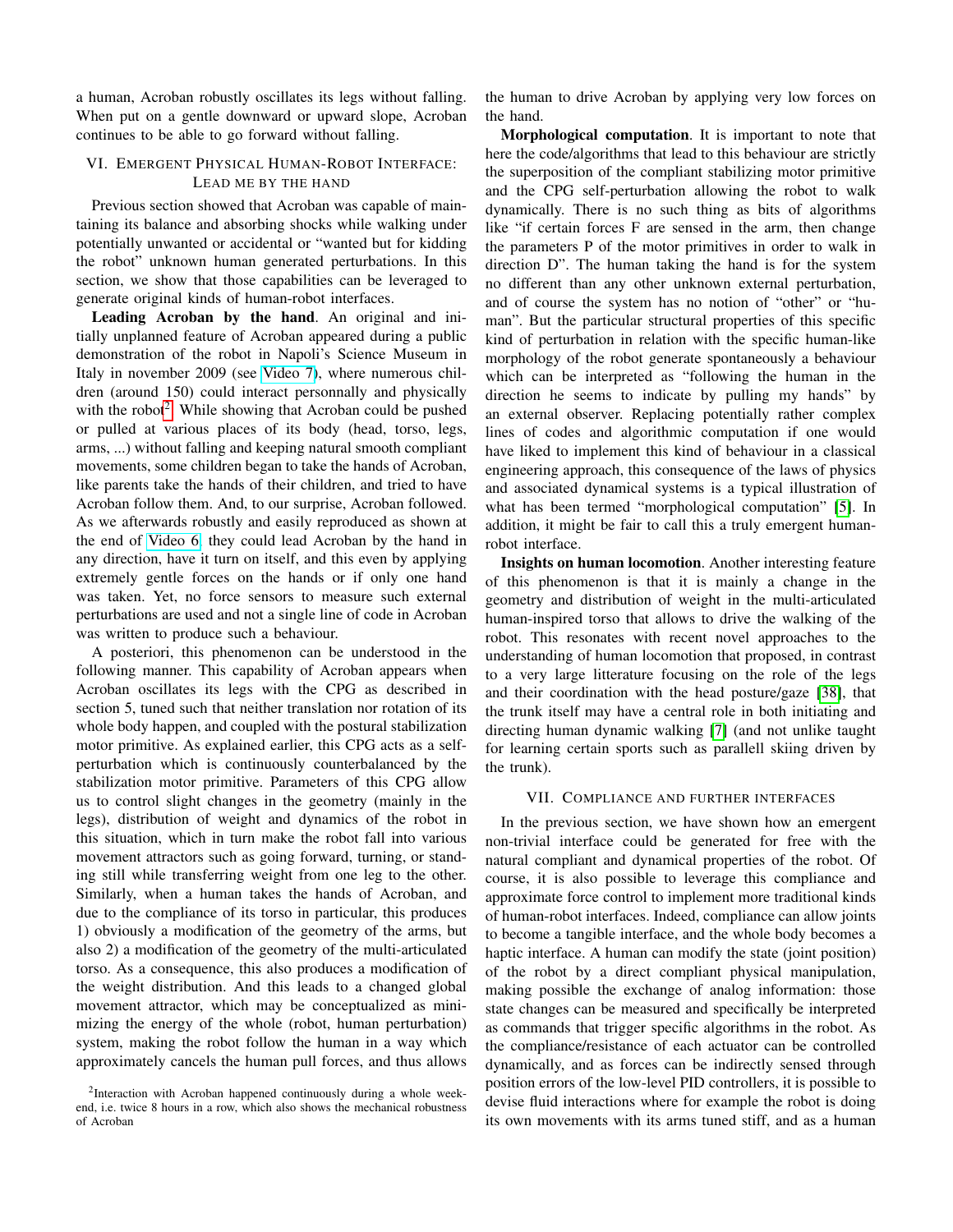a human, Acroban robustly oscillates its legs without falling. When put on a gentle downward or upward slope, Acroban continues to be able to go forward without falling.

## VI. Emergent Physical Human-Robot Interface: Lead me by the hand

Previous section showed that Acroban was capable of maintaining its balance and absorbing shocks while walking under potentially unwanted or accidental or "wanted but for kidding the robot" unknown human generated perturbations. In this section, we show that those capabilities can be leveraged to generate original kinds of human-robot interfaces.

**Leading Acroban by the hand**. An original and initially unplanned feature of Acroban appeared during a public demonstration of the robot in Napoli's Science Museum in Italy in november 2009 (see Video 7), where numerous children (around 150) could interact personnally and physically with the robot[2]. While showing that Acroban could be pushed or pulled at various places of its body (head, torso, legs, arms, ...) without falling and keeping natural smooth compliant movements, some children began to take the hands of Acroban, like parents take the hands of their children, and tried to have Acroban follow them. And, to our surprise, Acroban followed. As we afterwards robustly and easily reproduced as shown at the end of Video 6, they could lead Acroban by the hand in any direction, have it turn on itself, and this even by applying extremely gentle forces on the hands or if only one hand was taken. Yet, no force sensors to measure such external perturbations are used and not a single line of code in Acroban was written to produce such a behaviour.

A posteriori, this phenomenon can be understood in the following manner. This capability of Acroban appears when Acroban oscillates its legs with the CPG as described in section 5, tuned such that neither translation nor rotation of its whole body happen, and coupled with the postural stabilization motor primitive. As explained earlier, this CPG acts as a self-perturbation which is continuously counterbalanced by the stabilization motor primitive. Parameters of this CPG allow us to control slight changes in the geometry (mainly in the legs), distribution of weight and dynamics of the robot in this situation, which in turn make the robot fall into various movement attractors such as going forward, turning, or standing still while transferring weight from one leg to the other. Similarly, when a human takes the hands of Acroban, and due to the compliance of its torso in particular, this produces 1) obviously a modification of the geometry of the arms, but also 2) a modification of the geometry of the multi-articulated torso. As a consequence, this also produces a modification of the weight distribution. And this leads to a changed global movement attractor, which may be conceptualized as minimizing the energy of the whole (robot, human perturbation) system, making the robot follow the human in a way which approximately cancels the human pull forces, and thus allows the human to drive Acroban by applying very low forces on the hand.

**Morphological computation**. It is important to note that here the code/algorithms that lead to this behaviour are strictly the superposition of the compliant stabilizing motor primitive and the CPG self-perturbation allowing the robot to walk dynamically. There is no such thing as bits of algorithms like "if certain forces F are sensed in the arm, then change the parameters P of the motor primitives in order to walk in direction D". The human taking the hand is for the system no different than any other unknown external perturbation, and of course the system has no notion of "other" or "human". But the particular structural properties of this specific kind of perturbation in relation with the specific human-like morphology of the robot generate spontaneously a behaviour which can be interpreted as "following the human in the direction he seems to indicate by pulling my hands" by an external observer. Replacing potentially rather complex lines of codes and algorithmic computation if one would have liked to implement this kind of behaviour in a classical engineering approach, this consequence of the laws of physics and associated dynamical systems is a typical illustration of what has been termed "morphological computation" [5]. In addition, it might be fair to call this a truly emergent human-robot interface.

**Insights on human locomotion**. Another interesting feature of this phenomenon is that it is mainly a change in the geometry and distribution of weight in the multi-articulated human-inspired torso that allows to drive the walking of the robot. This resonates with recent novel approaches to the understanding of human locomotion that proposed, in contrast to a very large litterature focusing on the role of the legs and their coordination with the head posture/gaze [38], that the trunk itself may have a central role in both initiating and directing human dynamic walking [7] (and not unlike taught for learning certain sports such as parallell skiing driven by the trunk).

## VII. Compliance and further interfaces

In the previous section, we have shown how an emergent non-trivial interface could be generated for free with the natural compliant and dynamical properties of the robot. Of course, it is also possible to leverage this compliance and approximate force control to implement more traditional kinds of human-robot interfaces. Indeed, compliance can allow joints to become a tangible interface, and the whole body becomes a haptic interface. A human can modify the state (joint position) of the robot by a direct compliant physical manipulation, making possible the exchange of analog information: those state changes can be measured and specifically be interpreted as commands that trigger specific algorithms in the robot. As the compliance/resistance of each actuator can be controlled dynamically, and as forces can be indirectly sensed through position errors of the low-level PID controllers, it is possible to devise fluid interactions where for example the robot is doing its own movements with its arms tuned stiff, and as a human

[2] Interaction with Acroban happened continuously during a whole week-end, i.e. twice 8 hours in a row, which also shows the mechanical robustness of Acroban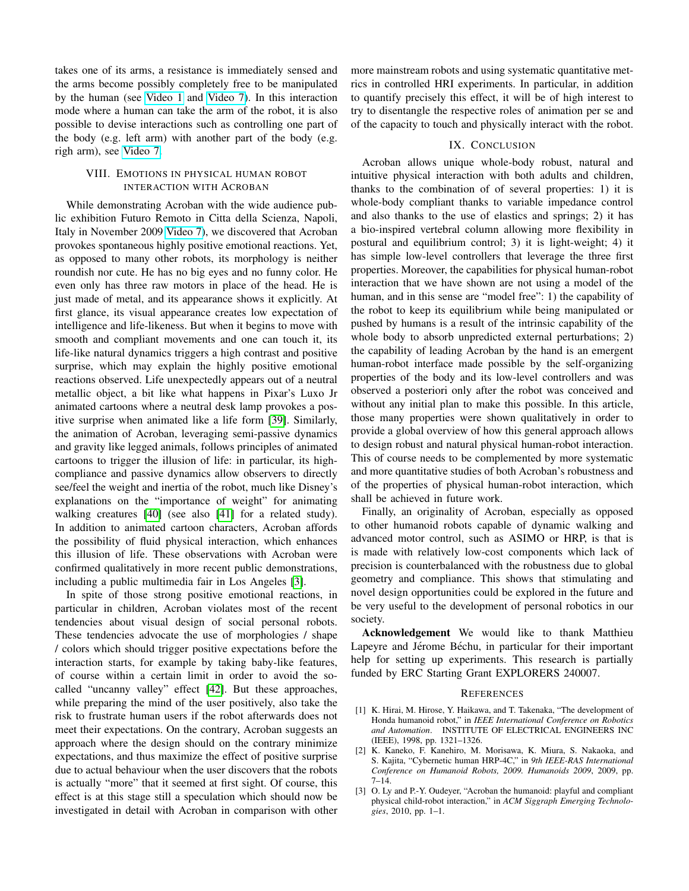takes one of its arms, a resistance is immediately sensed and the arms become possibly completely free to be manipulated by the human (see Video 1 and Video 7). In this interaction mode where a human can take the arm of the robot, it is also possible to devise interactions such as controlling one part of the body (e.g. left arm) with another part of the body (e.g. righ arm), see Video 7.

## VIII. Emotions in physical human robot interaction with Acroban

While demonstrating Acroban with the wide audience public exhibition Futuro Remoto in Citta della Scienza, Napoli, Italy in November 2009 Video 7), we discovered that Acroban provokes spontaneous highly positive emotional reactions. Yet, as opposed to many other robots, its morphology is neither roundish nor cute. He has no big eyes and no funny color. He even only has three raw motors in place of the head. He is just made of metal, and its appearance shows it explicitly. At first glance, its visual appearance creates low expectation of intelligence and life-likeness. But when it begins to move with smooth and compliant movements and one can touch it, its life-like natural dynamics triggers a high contrast and positive surprise, which may explain the highly positive emotional reactions observed. Life unexpectedly appears out of a neutral metallic object, a bit like what happens in Pixar's Luxo Jr animated cartoons where a neutral desk lamp provokes a positive surprise when animated like a life form [39]. Similarly, the animation of Acroban, leveraging semi-passive dynamics and gravity like legged animals, follows principles of animated cartoons to trigger the illusion of life: in particular, its high-compliance and passive dynamics allow observers to directly see/feel the weight and inertia of the robot, much like Disney's explanations on the "importance of weight" for animating walking creatures [40] (see also [41] for a related study). In addition to animated cartoon characters, Acroban affords the possibility of fluid physical interaction, which enhances this illusion of life. These observations with Acroban were confirmed qualitatively in more recent public demonstrations, including a public multimedia fair in Los Angeles [3].

In spite of those strong positive emotional reactions, in particular in children, Acroban violates most of the recent tendencies about visual design of social personal robots. These tendencies advocate the use of morphologies / shape / colors which should trigger positive expectations before the interaction starts, for example by taking baby-like features, of course within a certain limit in order to avoid the so-called "uncanny valley" effect [42]. But these approaches, while preparing the mind of the user positively, also take the risk to frustrate human users if the robot afterwards does not meet their expectations. On the contrary, Acroban suggests an approach where the design should on the contrary minimize expectations, and thus maximize the effect of positive surprise due to actual behaviour when the user discovers that the robots is actually "more" that it seemed at first sight. Of course, this effect is at this stage still a speculation which should now be investigated in detail with Acroban in comparison with other more mainstream robots and using systematic quantitative metrics in controlled HRI experiments. In particular, in addition to quantify precisely this effect, it will be of high interest to try to disentangle the respective roles of animation per se and of the capacity to touch and physically interact with the robot.

## IX. Conclusion

Acroban allows unique whole-body robust, natural and intuitive physical interaction with both adults and children, thanks to the combination of of several properties: 1) it is whole-body compliant thanks to variable impedance control and also thanks to the use of elastics and springs; 2) it has a bio-inspired vertebral column allowing more flexibility in postural and equilibrium control; 3) it is light-weight; 4) it has simple low-level controllers that leverage the three first properties. Moreover, the capabilities for physical human-robot interaction that we have shown are not using a model of the human, and in this sense are "model free": 1) the capability of the robot to keep its equilibrium while being manipulated or pushed by humans is a result of the intrinsic capability of the whole body to absorb unpredicted external perturbations; 2) the capability of leading Acroban by the hand is an emergent human-robot interface made possible by the self-organizing properties of the body and its low-level controllers and was observed a posteriori only after the robot was conceived and without any initial plan to make this possible. In this article, those many properties were shown qualitatively in order to provide a global overview of how this general approach allows to design robust and natural physical human-robot interaction. This of course needs to be complemented by more systematic and more quantitative studies of both Acroban's robustness and of the properties of physical human-robot interaction, which shall be achieved in future work.

Finally, an originality of Acroban, especially as opposed to other humanoid robots capable of dynamic walking and advanced motor control, such as ASIMO or HRP, is that is is made with relatively low-cost components which lack of precision is counterbalanced with the robustness due to global geometry and compliance. This shows that stimulating and novel design opportunities could be explored in the future and be very useful to the development of personal robotics in our society.

**Acknowledgement** We would like to thank Matthieu Lapeyre and Jérome Béchu, in particular for their important help for setting up experiments. This research is partially funded by ERC Starting Grant EXPLORERS 240007.

## References

[1] K. Hirai, M. Hirose, Y. Haikawa, and T. Takenaka, "The development of Honda humanoid robot," in *IEEE International Conference on Robotics and Automation*. INSTITUTE OF ELECTRICAL ENGINEERS INC (IEEE), 1998, pp. 1321–1326.

[2] K. Kaneko, F. Kanehiro, M. Morisawa, K. Miura, S. Nakaoka, and S. Kajita, "Cybernetic human HRP-4C," in *9th IEEE-RAS International Conference on Humanoid Robots, 2009. Humanoids 2009*, 2009, pp. 7–14.

[3] O. Ly and P.-Y. Oudeyer, "Acroban the humanoid: playful and compliant physical child-robot interaction," in *ACM Siggraph Emerging Technologies*, 2010, pp. 1–1.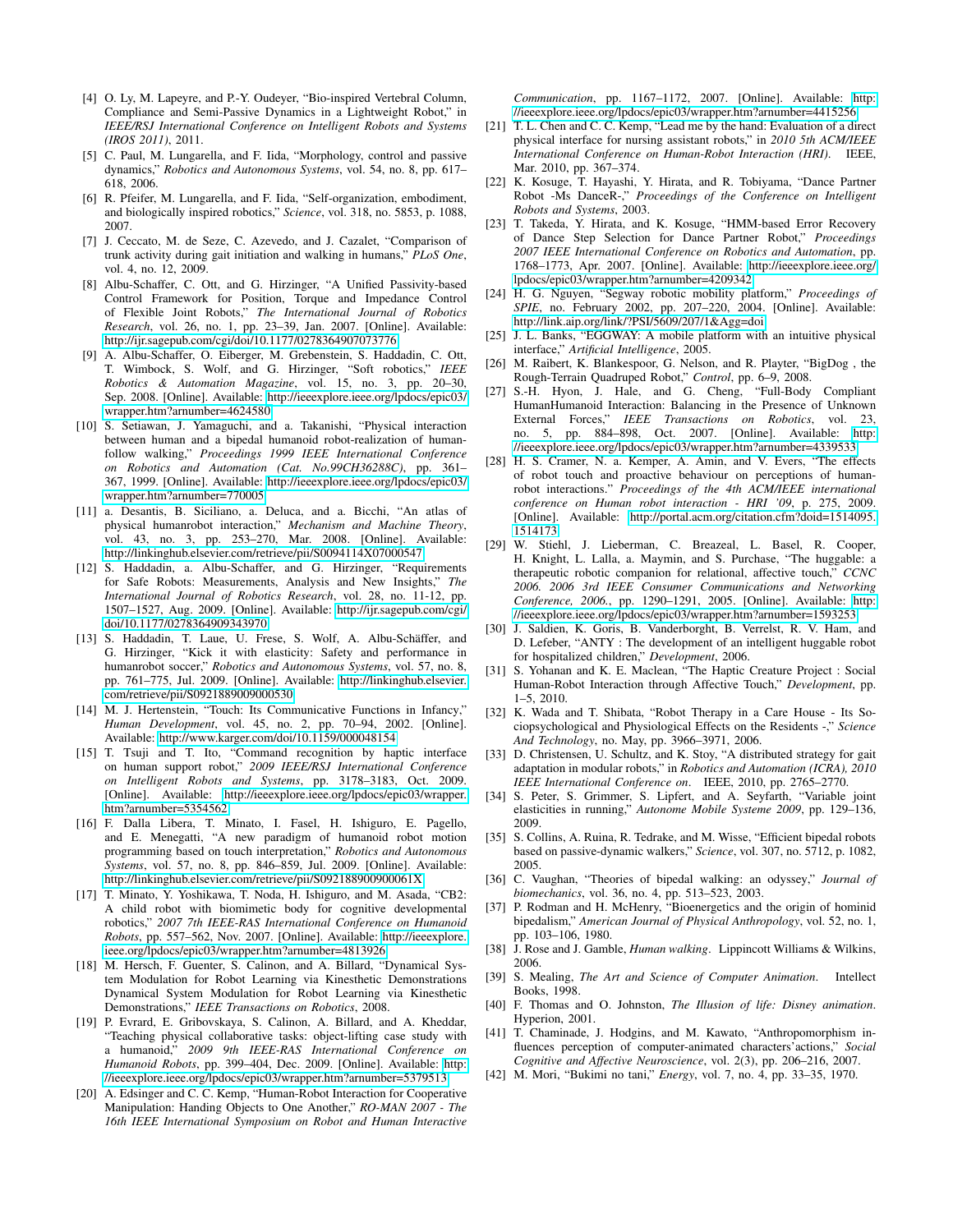[4] O. Ly, M. Lapeyre, and P.-Y. Oudeyer, "Bio-inspired Vertebral Column, Compliance and Semi-Passive Dynamics in a Lightweight Robot," in *IEEE/RSJ International Conference on Intelligent Robots and Systems (IROS 2011)*, 2011.

[5] C. Paul, M. Lungarella, and F. Iida, "Morphology, control and passive dynamics," *Robotics and Autonomous Systems*, vol. 54, no. 8, pp. 617–618, 2006.

[6] R. Pfeifer, M. Lungarella, and F. Iida, "Self-organization, embodiment, and biologically inspired robotics," *Science*, vol. 318, no. 5853, p. 1088, 2007.

[7] J. Ceccato, M. de Seze, C. Azevedo, and J. Cazalet, "Comparison of trunk activity during gait initiation and walking in humans," *PLoS One*, vol. 4, no. 12, 2009.

[8] Albu-Schaffer, C. Ott, and G. Hirzinger, "A Unified Passivity-based Control Framework for Position, Torque and Impedance Control of Flexible Joint Robots," *The International Journal of Robotics Research*, vol. 26, no. 1, pp. 23–39, Jan. 2007. [Online]. Available: http://ijr.sagepub.com/cgi/doi/10.1177/0278364907073776

[9] A. Albu-Schaffer, O. Eiberger, M. Grebenstein, S. Haddadin, C. Ott, T. Wimbock, S. Wolf, and G. Hirzinger, "Soft robotics," *IEEE Robotics & Automation Magazine*, vol. 15, no. 3, pp. 20–30, Sep. 2008. [Online]. Available: http://ieeexplore.ieee.org/lpdocs/epic03/wrapper.htm?arnumber=4624580

[10] S. Setiawan, J. Yamaguchi, and a. Takanishi, "Physical interaction between human and a bipedal humanoid robot-realization of human-follow walking," *Proceedings 1999 IEEE International Conference on Robotics and Automation (Cat. No.99CH36288C)*, pp. 361–367, 1999. [Online]. Available: http://ieeexplore.ieee.org/lpdocs/epic03/wrapper.htm?arnumber=770005

[11] a. Desantis, B. Siciliano, a. Deluca, and a. Bicchi, "An atlas of physical humanrobot interaction," *Mechanism and Machine Theory*, vol. 43, no. 3, pp. 253–270, Mar. 2008. [Online]. Available: http://linkinghub.elsevier.com/retrieve/pii/S0094114X07000547

[12] S. Haddadin, a. Albu-Schaffer, and G. Hirzinger, "Requirements for Safe Robots: Measurements, Analysis and New Insights," *The International Journal of Robotics Research*, vol. 28, no. 11-12, pp. 1507–1527, Aug. 2009. [Online]. Available: http://ijr.sagepub.com/cgi/doi/10.1177/0278364909343970

[13] S. Haddadin, T. Laue, U. Frese, S. Wolf, A. Albu-Schäffer, and G. Hirzinger, "Kick it with elasticity: Safety and performance in humanrobot soccer," *Robotics and Autonomous Systems*, vol. 57, no. 8, pp. 761–775, Jul. 2009. [Online]. Available: http://linkinghub.elsevier.com/retrieve/pii/S0921889009000530

[14] M. J. Hertenstein, "Touch: Its Communicative Functions in Infancy," *Human Development*, vol. 45, no. 2, pp. 70–94, 2002. [Online]. Available: http://www.karger.com/doi/10.1159/000048154

[15] T. Tsuji and T. Ito, "Command recognition by haptic interface on human support robot," *2009 IEEE/RSJ International Conference on Intelligent Robots and Systems*, pp. 3178–3183, Oct. 2009. [Online]. Available: http://ieeexplore.ieee.org/lpdocs/epic03/wrapper.htm?arnumber=5354562

[16] F. Dalla Libera, T. Minato, I. Fasel, H. Ishiguro, E. Pagello, and E. Menegatti, "A new paradigm of humanoid robot motion programming based on touch interpretation," *Robotics and Autonomous Systems*, vol. 57, no. 8, pp. 846–859, Jul. 2009. [Online]. Available: http://linkinghub.elsevier.com/retrieve/pii/S092188900900061X

[17] T. Minato, Y. Yoshikawa, T. Noda, H. Ishiguro, and M. Asada, "CB2: A child robot with biomimetic body for cognitive developmental robotics," *2007 7th IEEE-RAS International Conference on Humanoid Robots*, pp. 557–562, Nov. 2007. [Online]. Available: http://ieeexplore.ieee.org/lpdocs/epic03/wrapper.htm?arnumber=4813926

[18] M. Hersch, F. Guenter, S. Calinon, and A. Billard, "Dynamical System Modulation for Robot Learning via Kinesthetic Demonstrations Dynamical System Modulation for Robot Learning via Kinesthetic Demonstrations," *IEEE Transactions on Robotics*, 2008.

[19] P. Evrard, E. Gribovskaya, S. Calinon, A. Billard, and A. Kheddar, "Teaching physical collaborative tasks: object-lifting case study with a humanoid," *2009 9th IEEE-RAS International Conference on Humanoid Robots*, pp. 399–404, Dec. 2009. [Online]. Available: http://ieeexplore.ieee.org/lpdocs/epic03/wrapper.htm?arnumber=5379513

[20] A. Edsinger and C. C. Kemp, "Human-Robot Interaction for Cooperative Manipulation: Handing Objects to One Another," *RO-MAN 2007 - The 16th IEEE International Symposium on Robot and Human Interactive Communication*, pp. 1167–1172, 2007. [Online]. Available: http://ieeexplore.ieee.org/lpdocs/epic03/wrapper.htm?arnumber=4415256

[21] T. L. Chen and C. C. Kemp, "Lead me by the hand: Evaluation of a direct physical interface for nursing assistant robots," in *2010 5th ACM/IEEE International Conference on Human-Robot Interaction (HRI)*. IEEE, Mar. 2010, pp. 367–374.

[22] K. Kosuge, T. Hayashi, Y. Hirata, and R. Tobiyama, "Dance Partner Robot -Ms DanceR-," *Proceedings of the Conference on Intelligent Robots and Systems*, 2003.

[23] T. Takeda, Y. Hirata, and K. Kosuge, "HMM-based Error Recovery of Dance Step Selection for Dance Partner Robot," *Proceedings 2007 IEEE International Conference on Robotics and Automation*, pp. 1768–1773, Apr. 2007. [Online]. Available: http://ieeexplore.ieee.org/lpdocs/epic03/wrapper.htm?arnumber=4209342

[24] H. G. Nguyen, "Segway robotic mobility platform," *Proceedings of SPIE*, no. February 2002, pp. 207–220, 2004. [Online]. Available: http://link.aip.org/link/?PSI/5609/207/1&Agg=doi

[25] J. L. Banks, "EGGWAY: A mobile platform with an intuitive physical interface," *Artificial Intelligence*, 2005.

[26] M. Raibert, K. Blankespoor, G. Nelson, and R. Playter, "BigDog , the Rough-Terrain Quadruped Robot," *Control*, pp. 6–9, 2008.

[27] S.-H. Hyon, J. Hale, and G. Cheng, "Full-Body Compliant HumanHumanoid Interaction: Balancing in the Presence of Unknown External Forces," *IEEE Transactions on Robotics*, vol. 23, no. 5, pp. 884–898, Oct. 2007. [Online]. Available: http://ieeexplore.ieee.org/lpdocs/epic03/wrapper.htm?arnumber=4339533

[28] H. S. Cramer, N. a. Kemper, A. Amin, and V. Evers, "The effects of robot touch and proactive behaviour on perceptions of human-robot interactions." *Proceedings of the 4th ACM/IEEE international conference on Human robot interaction - HRI '09*, p. 275, 2009. [Online]. Available: http://portal.acm.org/citation.cfm?doid=1514095.1514173

[29] W. Stiehl, J. Lieberman, C. Breazeal, L. Basel, R. Cooper, H. Knight, L. Lalla, a. Maymin, and S. Purchase, "The huggable: a therapeutic robotic companion for relational, affective touch," *CCNC 2006. 2006 3rd IEEE Consumer Communications and Networking Conference, 2006.*, pp. 1290–1291, 2005. [Online]. Available: http://ieeexplore.ieee.org/lpdocs/epic03/wrapper.htm?arnumber=1593253

[30] J. Saldien, K. Goris, B. Vanderborght, B. Verrelst, R. V. Ham, and D. Lefeber, "ANTY : The development of an intelligent huggable robot for hospitalized children," *Development*, 2006.

[31] S. Yohanan and K. E. Maclean, "The Haptic Creature Project : Social Human-Robot Interaction through Affective Touch," *Development*, pp. 1–5, 2010.

[32] K. Wada and T. Shibata, "Robot Therapy in a Care House - Its Sociopsychological and Physiological Effects on the Residents -," *Science And Technology*, no. May, pp. 3966–3971, 2006.

[33] D. Christensen, U. Schultz, and K. Stoy, "A distributed strategy for gait adaptation in modular robots," in *Robotics and Automation (ICRA), 2010 IEEE International Conference on*. IEEE, 2010, pp. 2765–2770.

[34] S. Peter, S. Grimmer, S. Lipfert, and A. Seyfarth, "Variable joint elasticities in running," *Autonome Mobile Systeme 2009*, pp. 129–136, 2009.

[35] S. Collins, A. Ruina, R. Tedrake, and M. Wisse, "Efficient bipedal robots based on passive-dynamic walkers," *Science*, vol. 307, no. 5712, p. 1082, 2005.

[36] C. Vaughan, "Theories of bipedal walking: an odyssey," *Journal of biomechanics*, vol. 36, no. 4, pp. 513–523, 2003.

[37] P. Rodman and H. McHenry, "Bioenergetics and the origin of hominid bipedalism," *American Journal of Physical Anthropology*, vol. 52, no. 1, pp. 103–106, 1980.

[38] J. Rose and J. Gamble, *Human walking*. Lippincott Williams & Wilkins, 2006.

[39] S. Mealing, *The Art and Science of Computer Animation*. Intellect Books, 1998.

[40] F. Thomas and O. Johnston, *The Illusion of life: Disney animation*. Hyperion, 2001.

[41] T. Chaminade, J. Hodgins, and M. Kawato, "Anthropomorphism influences perception of computer-animated characters'actions," *Social Cognitive and Affective Neuroscience*, vol. 2(3), pp. 206–216, 2007.

[42] M. Mori, "Bukimi no tani," *Energy*, vol. 7, no. 4, pp. 33–35, 1970.